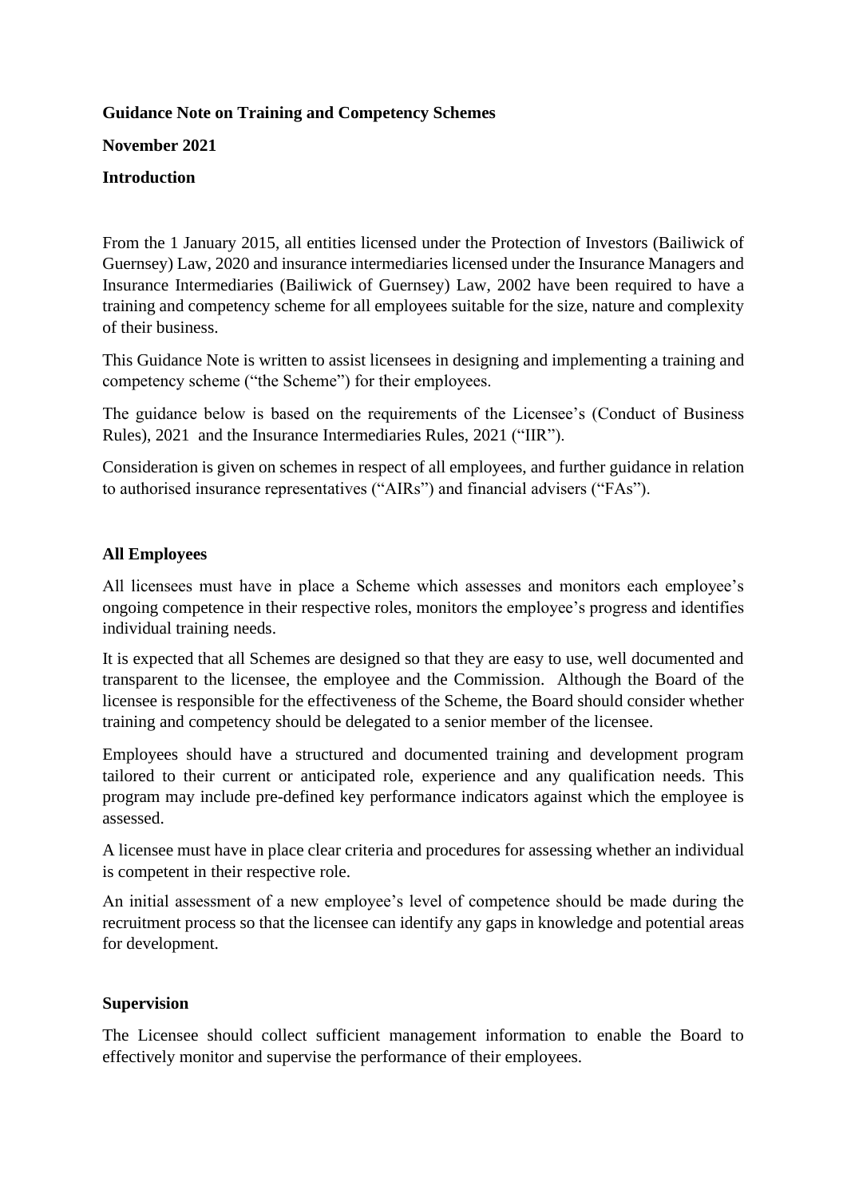**Guidance Note on Training and Competency Schemes**

**November 2021**

**Introduction**

From the 1 January 2015, all entities licensed under the Protection of Investors (Bailiwick of Guernsey) Law, 2020 and insurance intermediaries licensed under the Insurance Managers and Insurance Intermediaries (Bailiwick of Guernsey) Law, 2002 have been required to have a training and competency scheme for all employees suitable for the size, nature and complexity of their business.

This Guidance Note is written to assist licensees in designing and implementing a training and competency scheme ("the Scheme") for their employees.

The guidance below is based on the requirements of the Licensee's (Conduct of Business Rules), 2021 and the Insurance Intermediaries Rules, 2021 ("IIR").

Consideration is given on schemes in respect of all employees, and further guidance in relation to authorised insurance representatives ("AIRs") and financial advisers ("FAs").

**All Employees**

All licensees must have in place a Scheme which assesses and monitors each employee's ongoing competence in their respective roles, monitors the employee's progress and identifies individual training needs.

It is expected that all Schemes are designed so that they are easy to use, well documented and transparent to the licensee, the employee and the Commission. Although the Board of the licensee is responsible for the effectiveness of the Scheme, the Board should consider whether training and competency should be delegated to a senior member of the licensee.

Employees should have a structured and documented training and development program tailored to their current or anticipated role, experience and any qualification needs. This program may include pre-defined key performance indicators against which the employee is assessed.

A licensee must have in place clear criteria and procedures for assessing whether an individual is competent in their respective role.

An initial assessment of a new employee's level of competence should be made during the recruitment process so that the licensee can identify any gaps in knowledge and potential areas for development.

**Supervision**

The Licensee should collect sufficient management information to enable the Board to effectively monitor and supervise the performance of their employees.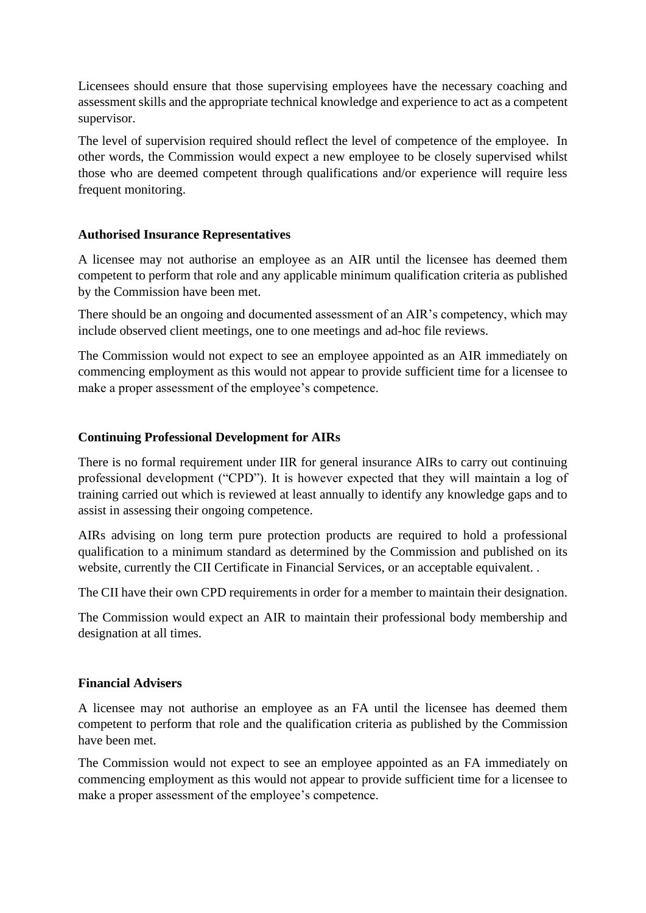Licensees should ensure that those supervising employees have the necessary coaching and assessment skills and the appropriate technical knowledge and experience to act as a competent supervisor.

The level of supervision required should reflect the level of competence of the employee. In other words, the Commission would expect a new employee to be closely supervised whilst those who are deemed competent through qualifications and/or experience will require less frequent monitoring.

## Authorised Insurance Representatives

A licensee may not authorise an employee as an AIR until the licensee has deemed them competent to perform that role and any applicable minimum qualification criteria as published by the Commission have been met.

There should be an ongoing and documented assessment of an AIR's competency, which may include observed client meetings, one to one meetings and ad-hoc file reviews.

The Commission would not expect to see an employee appointed as an AIR immediately on commencing employment as this would not appear to provide sufficient time for a licensee to make a proper assessment of the employee's competence.

## Continuing Professional Development for AIRs

There is no formal requirement under IIR for general insurance AIRs to carry out continuing professional development ("CPD"). It is however expected that they will maintain a log of training carried out which is reviewed at least annually to identify any knowledge gaps and to assist in assessing their ongoing competence.

AIRs advising on long term pure protection products are required to hold a professional qualification to a minimum standard as determined by the Commission and published on its website, currently the CII Certificate in Financial Services, or an acceptable equivalent. .

The CII have their own CPD requirements in order for a member to maintain their designation.

The Commission would expect an AIR to maintain their professional body membership and designation at all times.

## Financial Advisers

A licensee may not authorise an employee as an FA until the licensee has deemed them competent to perform that role and the qualification criteria as published by the Commission have been met.

The Commission would not expect to see an employee appointed as an FA immediately on commencing employment as this would not appear to provide sufficient time for a licensee to make a proper assessment of the employee's competence.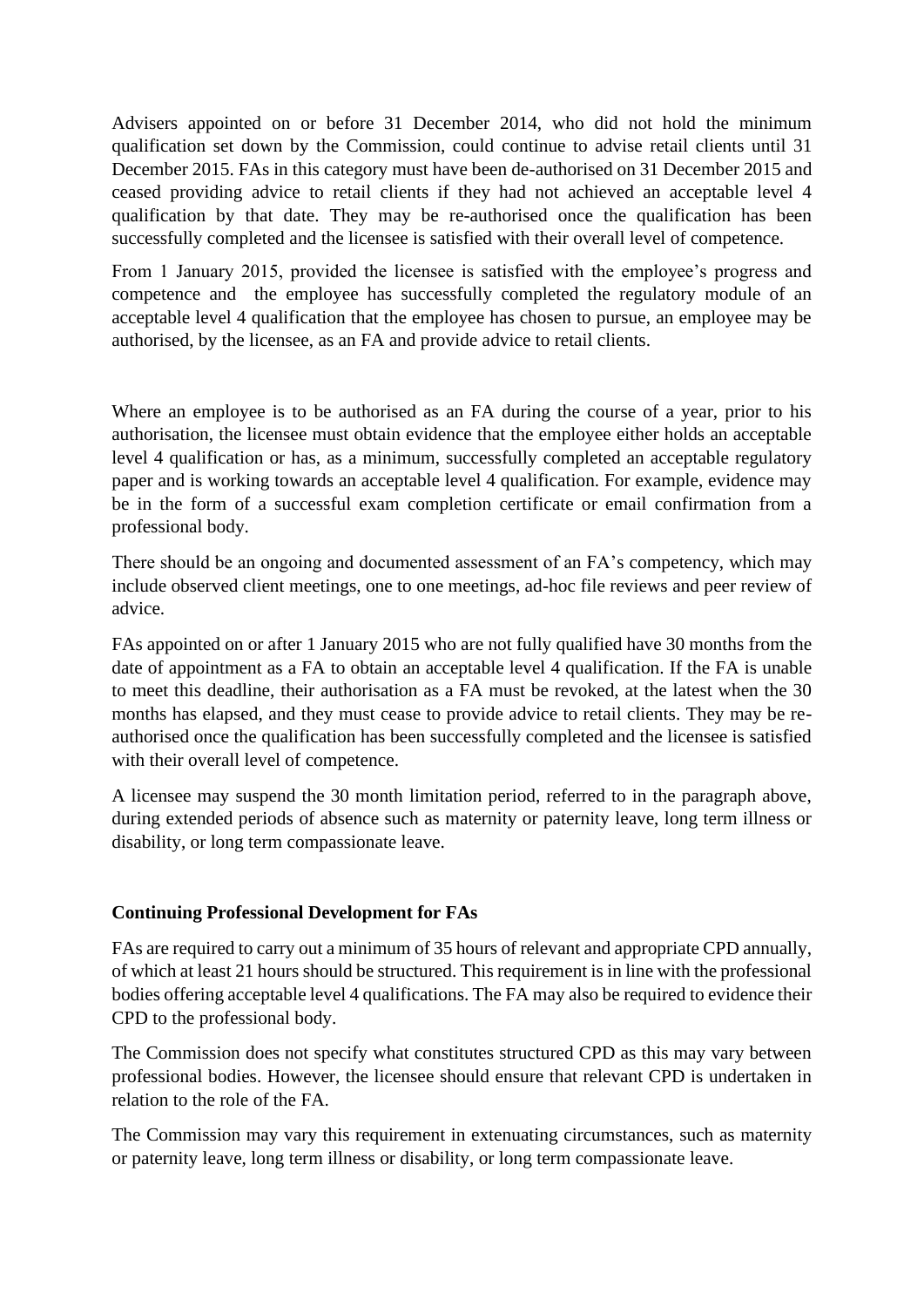Advisers appointed on or before 31 December 2014, who did not hold the minimum qualification set down by the Commission, could continue to advise retail clients until 31 December 2015. FAs in this category must have been de-authorised on 31 December 2015 and ceased providing advice to retail clients if they had not achieved an acceptable level 4 qualification by that date. They may be re-authorised once the qualification has been successfully completed and the licensee is satisfied with their overall level of competence.

From 1 January 2015, provided the licensee is satisfied with the employee's progress and competence and the employee has successfully completed the regulatory module of an acceptable level 4 qualification that the employee has chosen to pursue, an employee may be authorised, by the licensee, as an FA and provide advice to retail clients.

Where an employee is to be authorised as an FA during the course of a year, prior to his authorisation, the licensee must obtain evidence that the employee either holds an acceptable level 4 qualification or has, as a minimum, successfully completed an acceptable regulatory paper and is working towards an acceptable level 4 qualification. For example, evidence may be in the form of a successful exam completion certificate or email confirmation from a professional body.

There should be an ongoing and documented assessment of an FA's competency, which may include observed client meetings, one to one meetings, ad-hoc file reviews and peer review of advice.

FAs appointed on or after 1 January 2015 who are not fully qualified have 30 months from the date of appointment as a FA to obtain an acceptable level 4 qualification. If the FA is unable to meet this deadline, their authorisation as a FA must be revoked, at the latest when the 30 months has elapsed, and they must cease to provide advice to retail clients. They may be re-authorised once the qualification has been successfully completed and the licensee is satisfied with their overall level of competence.

A licensee may suspend the 30 month limitation period, referred to in the paragraph above, during extended periods of absence such as maternity or paternity leave, long term illness or disability, or long term compassionate leave.

**Continuing Professional Development for FAs**

FAs are required to carry out a minimum of 35 hours of relevant and appropriate CPD annually, of which at least 21 hours should be structured. This requirement is in line with the professional bodies offering acceptable level 4 qualifications. The FA may also be required to evidence their CPD to the professional body.

The Commission does not specify what constitutes structured CPD as this may vary between professional bodies. However, the licensee should ensure that relevant CPD is undertaken in relation to the role of the FA.

The Commission may vary this requirement in extenuating circumstances, such as maternity or paternity leave, long term illness or disability, or long term compassionate leave.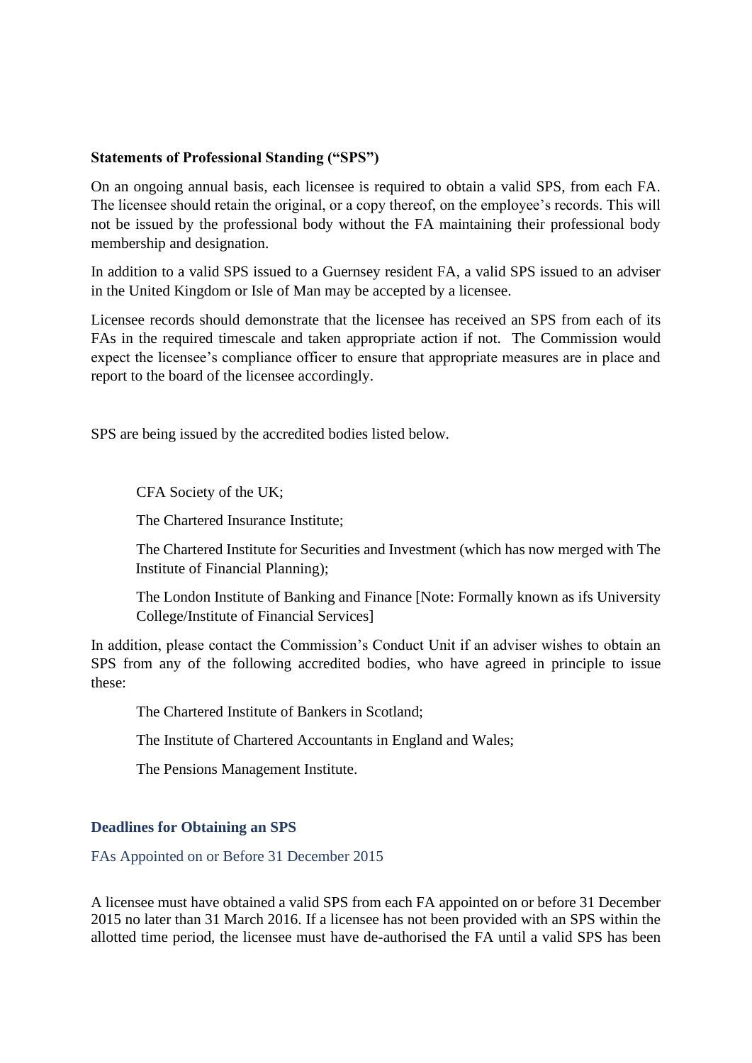**Statements of Professional Standing ("SPS")**

On an ongoing annual basis, each licensee is required to obtain a valid SPS, from each FA. The licensee should retain the original, or a copy thereof, on the employee's records. This will not be issued by the professional body without the FA maintaining their professional body membership and designation.

In addition to a valid SPS issued to a Guernsey resident FA, a valid SPS issued to an adviser in the United Kingdom or Isle of Man may be accepted by a licensee.

Licensee records should demonstrate that the licensee has received an SPS from each of its FAs in the required timescale and taken appropriate action if not. The Commission would expect the licensee's compliance officer to ensure that appropriate measures are in place and report to the board of the licensee accordingly.

SPS are being issued by the accredited bodies listed below.

CFA Society of the UK;

The Chartered Insurance Institute;

The Chartered Institute for Securities and Investment (which has now merged with The Institute of Financial Planning);

The London Institute of Banking and Finance [Note: Formally known as ifs University College/Institute of Financial Services]

In addition, please contact the Commission's Conduct Unit if an adviser wishes to obtain an SPS from any of the following accredited bodies, who have agreed in principle to issue these:

The Chartered Institute of Bankers in Scotland;

The Institute of Chartered Accountants in England and Wales;

The Pensions Management Institute.

## Deadlines for Obtaining an SPS

### FAs Appointed on or Before 31 December 2015

A licensee must have obtained a valid SPS from each FA appointed on or before 31 December 2015 no later than 31 March 2016. If a licensee has not been provided with an SPS within the allotted time period, the licensee must have de-authorised the FA until a valid SPS has been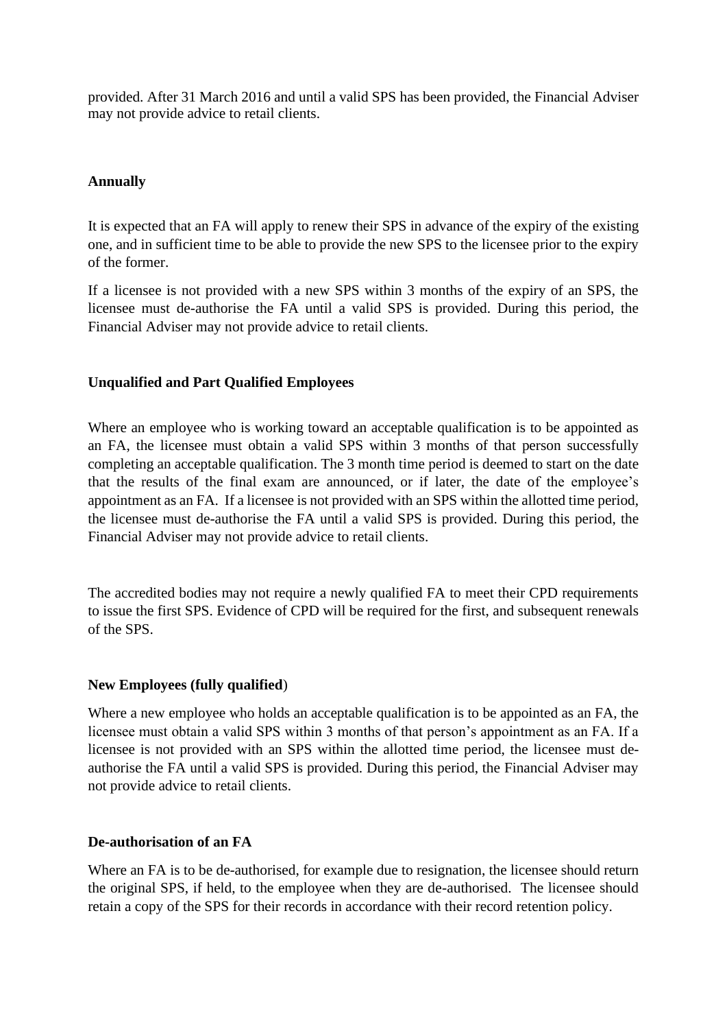provided. After 31 March 2016 and until a valid SPS has been provided, the Financial Adviser may not provide advice to retail clients.

**Annually**

It is expected that an FA will apply to renew their SPS in advance of the expiry of the existing one, and in sufficient time to be able to provide the new SPS to the licensee prior to the expiry of the former.

If a licensee is not provided with a new SPS within 3 months of the expiry of an SPS, the licensee must de-authorise the FA until a valid SPS is provided. During this period, the Financial Adviser may not provide advice to retail clients.

**Unqualified and Part Qualified Employees**

Where an employee who is working toward an acceptable qualification is to be appointed as an FA, the licensee must obtain a valid SPS within 3 months of that person successfully completing an acceptable qualification. The 3 month time period is deemed to start on the date that the results of the final exam are announced, or if later, the date of the employee's appointment as an FA. If a licensee is not provided with an SPS within the allotted time period, the licensee must de-authorise the FA until a valid SPS is provided. During this period, the Financial Adviser may not provide advice to retail clients.

The accredited bodies may not require a newly qualified FA to meet their CPD requirements to issue the first SPS. Evidence of CPD will be required for the first, and subsequent renewals of the SPS.

**New Employees (fully qualified**)

Where a new employee who holds an acceptable qualification is to be appointed as an FA, the licensee must obtain a valid SPS within 3 months of that person's appointment as an FA. If a licensee is not provided with an SPS within the allotted time period, the licensee must de-authorise the FA until a valid SPS is provided. During this period, the Financial Adviser may not provide advice to retail clients.

**De-authorisation of an FA**

Where an FA is to be de-authorised, for example due to resignation, the licensee should return the original SPS, if held, to the employee when they are de-authorised. The licensee should retain a copy of the SPS for their records in accordance with their record retention policy.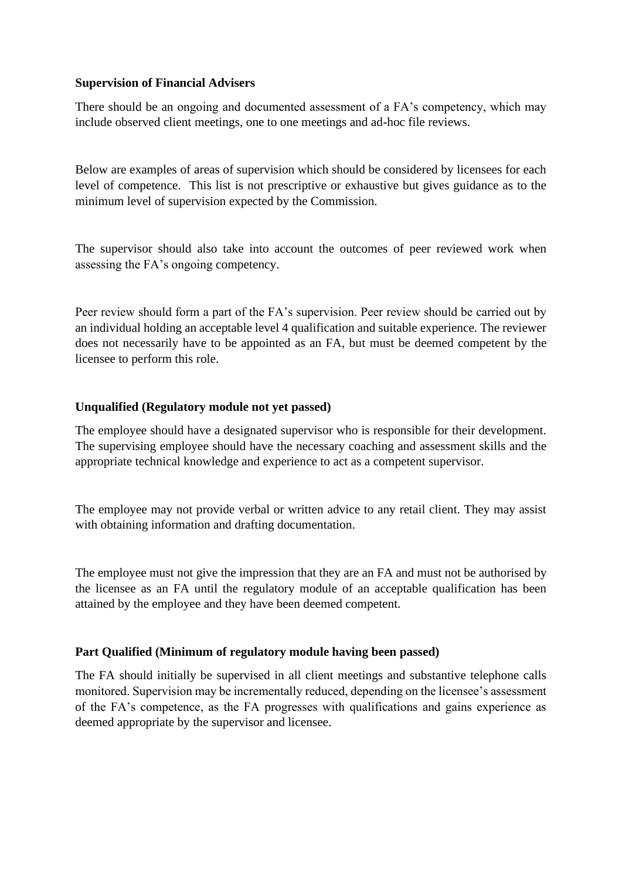**Supervision of Financial Advisers**

There should be an ongoing and documented assessment of a FA's competency, which may include observed client meetings, one to one meetings and ad-hoc file reviews.

Below are examples of areas of supervision which should be considered by licensees for each level of competence. This list is not prescriptive or exhaustive but gives guidance as to the minimum level of supervision expected by the Commission.

The supervisor should also take into account the outcomes of peer reviewed work when assessing the FA's ongoing competency.

Peer review should form a part of the FA's supervision. Peer review should be carried out by an individual holding an acceptable level 4 qualification and suitable experience. The reviewer does not necessarily have to be appointed as an FA, but must be deemed competent by the licensee to perform this role.

**Unqualified (Regulatory module not yet passed)**

The employee should have a designated supervisor who is responsible for their development. The supervising employee should have the necessary coaching and assessment skills and the appropriate technical knowledge and experience to act as a competent supervisor.

The employee may not provide verbal or written advice to any retail client. They may assist with obtaining information and drafting documentation.

The employee must not give the impression that they are an FA and must not be authorised by the licensee as an FA until the regulatory module of an acceptable qualification has been attained by the employee and they have been deemed competent.

**Part Qualified (Minimum of regulatory module having been passed)**

The FA should initially be supervised in all client meetings and substantive telephone calls monitored. Supervision may be incrementally reduced, depending on the licensee's assessment of the FA's competence, as the FA progresses with qualifications and gains experience as deemed appropriate by the supervisor and licensee.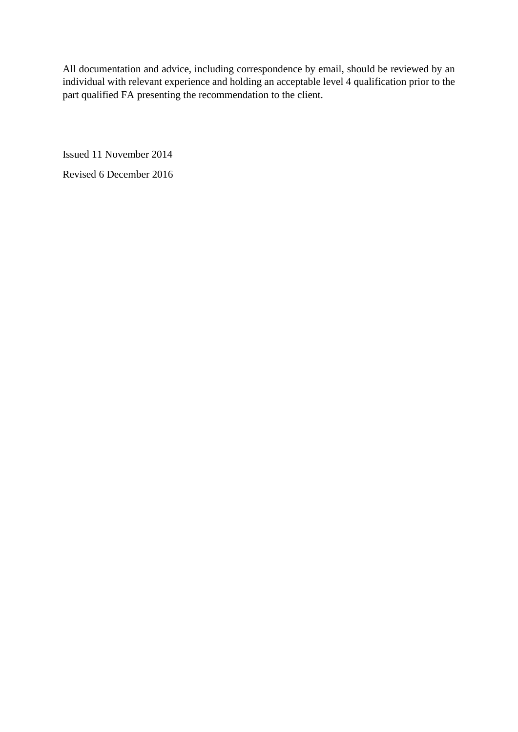All documentation and advice, including correspondence by email, should be reviewed by an individual with relevant experience and holding an acceptable level 4 qualification prior to the part qualified FA presenting the recommendation to the client.

Issued 11 November 2014

Revised 6 December 2016